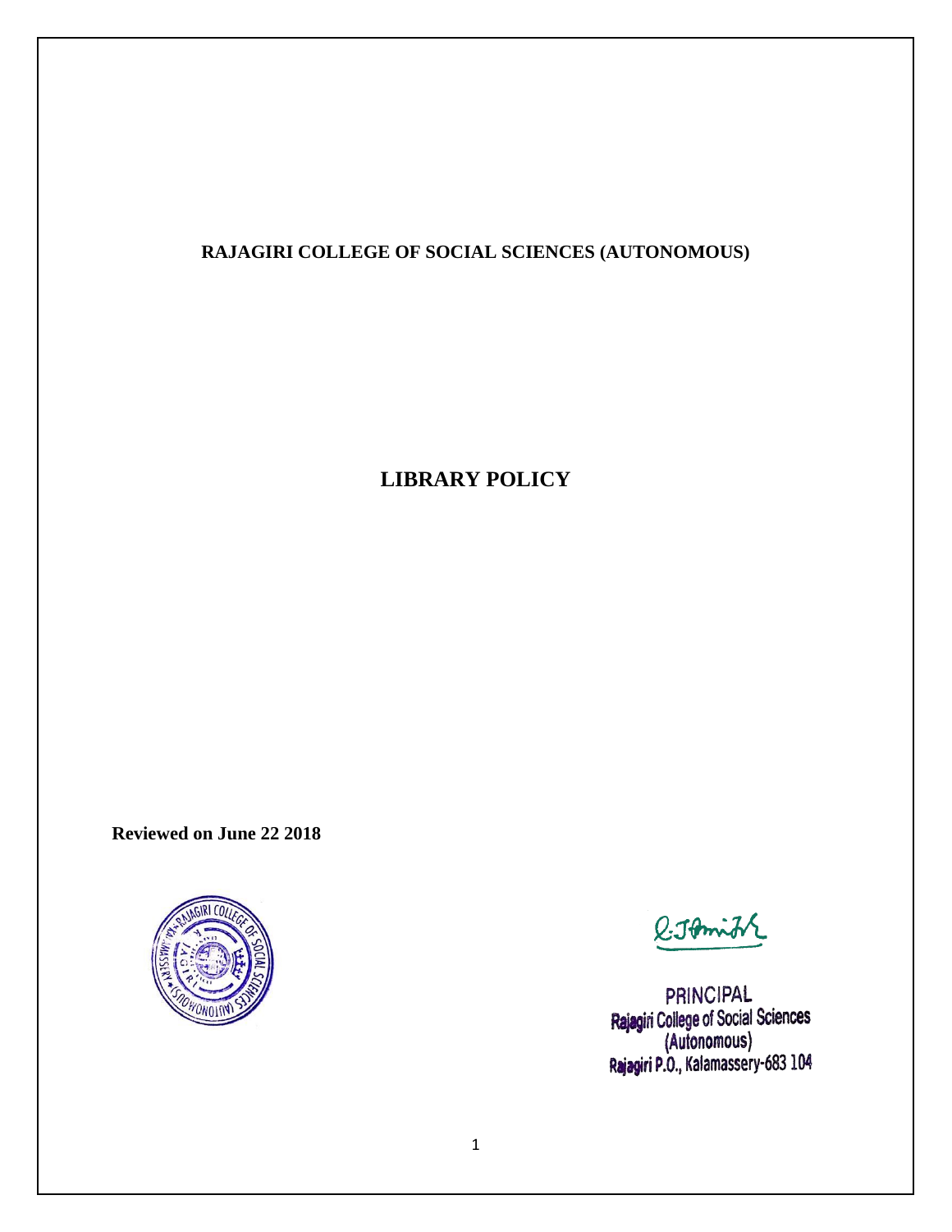# RAJAGIRI COLLEGE OF SOCIAL SCIENCES (AUTONOMOUS)

## LIBRARY POLICY

**Reviewed on June 22 2018**

PRINCIPAL
Rajagiri College of Social Sciences
(Autonomous)
Rajagiri P.O., Kalamassery-683 104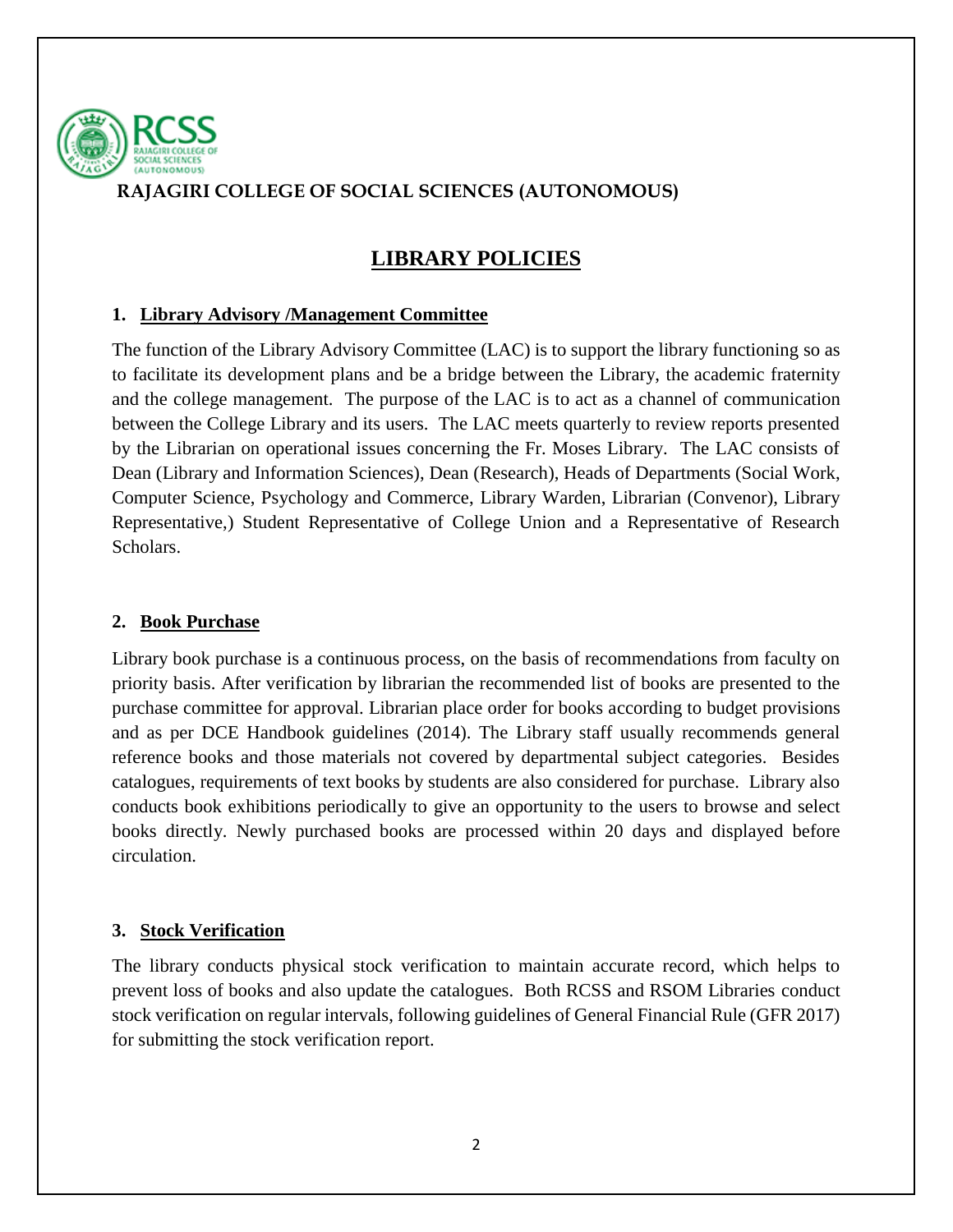**RAJAGIRI COLLEGE OF SOCIAL SCIENCES (AUTONOMOUS)**

# LIBRARY POLICIES

## 1. Library Advisory /Management Committee

The function of the Library Advisory Committee (LAC) is to support the library functioning so as to facilitate its development plans and be a bridge between the Library, the academic fraternity and the college management. The purpose of the LAC is to act as a channel of communication between the College Library and its users. The LAC meets quarterly to review reports presented by the Librarian on operational issues concerning the Fr. Moses Library. The LAC consists of Dean (Library and Information Sciences), Dean (Research), Heads of Departments (Social Work, Computer Science, Psychology and Commerce, Library Warden, Librarian (Convenor), Library Representative,) Student Representative of College Union and a Representative of Research Scholars.

## 2. Book Purchase

Library book purchase is a continuous process, on the basis of recommendations from faculty on priority basis. After verification by librarian the recommended list of books are presented to the purchase committee for approval. Librarian place order for books according to budget provisions and as per DCE Handbook guidelines (2014). The Library staff usually recommends general reference books and those materials not covered by departmental subject categories. Besides catalogues, requirements of text books by students are also considered for purchase. Library also conducts book exhibitions periodically to give an opportunity to the users to browse and select books directly. Newly purchased books are processed within 20 days and displayed before circulation.

## 3. Stock Verification

The library conducts physical stock verification to maintain accurate record, which helps to prevent loss of books and also update the catalogues. Both RCSS and RSOM Libraries conduct stock verification on regular intervals, following guidelines of General Financial Rule (GFR 2017) for submitting the stock verification report.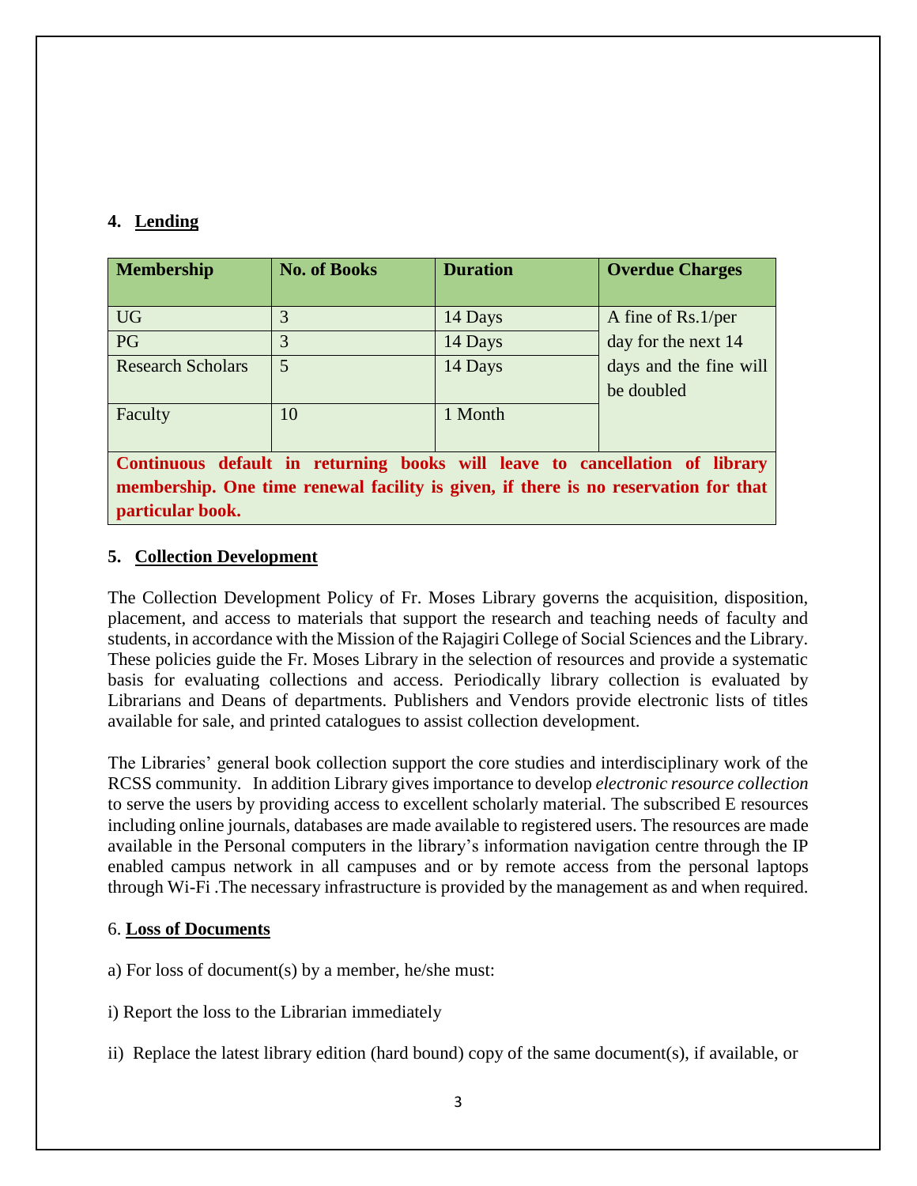## 4. Lending

| Membership | No. of Books | Duration | Overdue Charges |
|---|---|---|---|
| UG | 3 | 14 Days | A fine of Rs.1/per day for the next 14 days and the fine will be doubled |
| PG | 3 | 14 Days | |
| Research Scholars | 5 | 14 Days | |
| Faculty | 10 | 1 Month | |
| **Continuous default in returning books will leave to cancellation of library membership. One time renewal facility is given, if there is no reservation for that particular book.** | | | |

## 5. Collection Development

The Collection Development Policy of Fr. Moses Library governs the acquisition, disposition, placement, and access to materials that support the research and teaching needs of faculty and students, in accordance with the Mission of the Rajagiri College of Social Sciences and the Library. These policies guide the Fr. Moses Library in the selection of resources and provide a systematic basis for evaluating collections and access. Periodically library collection is evaluated by Librarians and Deans of departments. Publishers and Vendors provide electronic lists of titles available for sale, and printed catalogues to assist collection development.

The Libraries' general book collection support the core studies and interdisciplinary work of the RCSS community. In addition Library gives importance to develop *electronic resource collection* to serve the users by providing access to excellent scholarly material. The subscribed E resources including online journals, databases are made available to registered users. The resources are made available in the Personal computers in the library's information navigation centre through the IP enabled campus network in all campuses and or by remote access from the personal laptops through Wi-Fi .The necessary infrastructure is provided by the management as and when required.

## 6. Loss of Documents

a) For loss of document(s) by a member, he/she must:

i) Report the loss to the Librarian immediately

ii) Replace the latest library edition (hard bound) copy of the same document(s), if available, or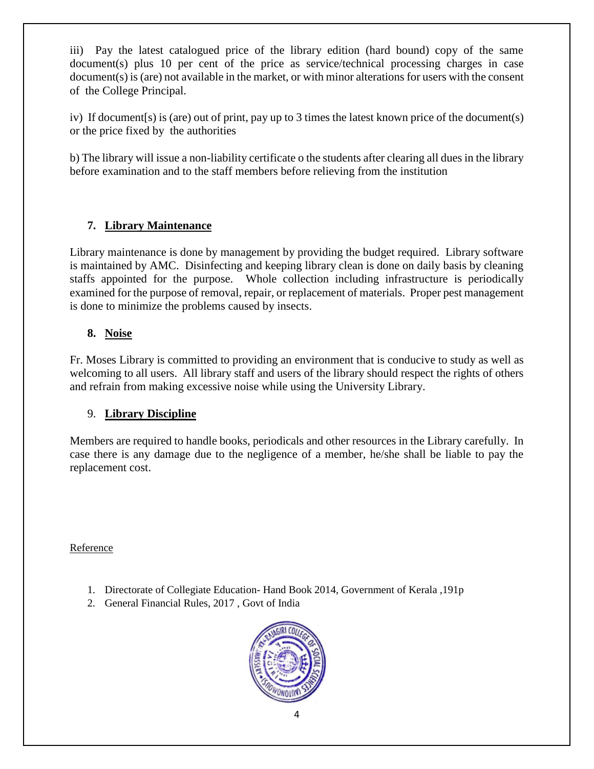iii) Pay the latest catalogued price of the library edition (hard bound) copy of the same document(s) plus 10 per cent of the price as service/technical processing charges in case document(s) is (are) not available in the market, or with minor alterations for users with the consent of the College Principal.

iv) If document[s) is (are) out of print, pay up to 3 times the latest known price of the document(s) or the price fixed by the authorities

b) The library will issue a non-liability certificate o the students after clearing all dues in the library before examination and to the staff members before relieving from the institution

## 7. Library Maintenance

Library maintenance is done by management by providing the budget required. Library software is maintained by AMC. Disinfecting and keeping library clean is done on daily basis by cleaning staffs appointed for the purpose. Whole collection including infrastructure is periodically examined for the purpose of removal, repair, or replacement of materials. Proper pest management is done to minimize the problems caused by insects.

## 8. Noise

Fr. Moses Library is committed to providing an environment that is conducive to study as well as welcoming to all users. All library staff and users of the library should respect the rights of others and refrain from making excessive noise while using the University Library.

## 9. Library Discipline

Members are required to handle books, periodicals and other resources in the Library carefully. In case there is any damage due to the negligence of a member, he/she shall be liable to pay the replacement cost.

Reference

1. Directorate of Collegiate Education- Hand Book 2014, Government of Kerala ,191p
2. General Financial Rules, 2017 , Govt of India